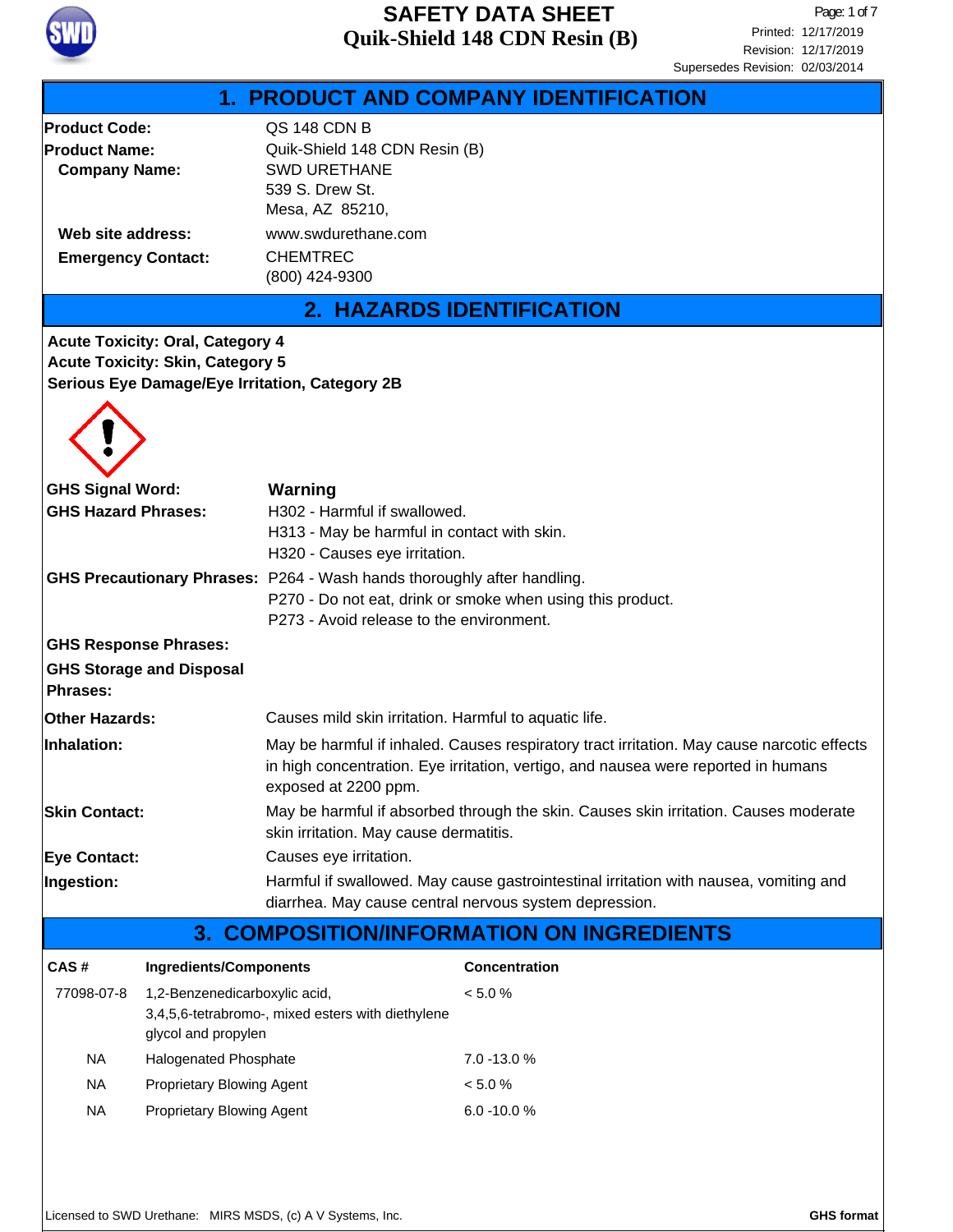# SAFETY DATA SHEET
## Quik-Shield 148 CDN Resin (B)

Printed: 12/17/2019
Revision: 12/17/2019
Supersedes Revision: 02/03/2014

## 1. PRODUCT AND COMPANY IDENTIFICATION

**Product Code:** QS 148 CDN B

**Product Name:** Quik-Shield 148 CDN Resin (B)

**Company Name:** SWD URETHANE
539 S. Drew St.
Mesa, AZ 85210,

**Web site address:** www.swdurethane.com

**Emergency Contact:** CHEMTREC
(800) 424-9300

## 2. HAZARDS IDENTIFICATION

**Acute Toxicity: Oral, Category 4**
**Acute Toxicity: Skin, Category 5**
**Serious Eye Damage/Eye Irritation, Category 2B**

**GHS Signal Word:** **Warning**

**GHS Hazard Phrases:**
H302 - Harmful if swallowed.
H313 - May be harmful in contact with skin.
H320 - Causes eye irritation.

**GHS Precautionary Phrases:**
P264 - Wash hands thoroughly after handling.
P270 - Do not eat, drink or smoke when using this product.
P273 - Avoid release to the environment.

**GHS Response Phrases:**

**GHS Storage and Disposal Phrases:**

**Other Hazards:** Causes mild skin irritation. Harmful to aquatic life.

**Inhalation:** May be harmful if inhaled. Causes respiratory tract irritation. May cause narcotic effects in high concentration. Eye irritation, vertigo, and nausea were reported in humans exposed at 2200 ppm.

**Skin Contact:** May be harmful if absorbed through the skin. Causes skin irritation. Causes moderate skin irritation. May cause dermatitis.

**Eye Contact:** Causes eye irritation.

**Ingestion:** Harmful if swallowed. May cause gastrointestinal irritation with nausea, vomiting and diarrhea. May cause central nervous system depression.

## 3. COMPOSITION/INFORMATION ON INGREDIENTS

| CAS # | Ingredients/Components | Concentration |
|---|---|---|
| 77098-07-8 | 1,2-Benzenedicarboxylic acid, 3,4,5,6-tetrabromo-, mixed esters with diethylene glycol and propylen | < 5.0 % |
| NA | Halogenated Phosphate | 7.0 -13.0 % |
| NA | Proprietary Blowing Agent | < 5.0 % |
| NA | Proprietary Blowing Agent | 6.0 -10.0 % |

Licensed to SWD Urethane: MIRS MSDS, (c) A V Systems, Inc. **GHS format**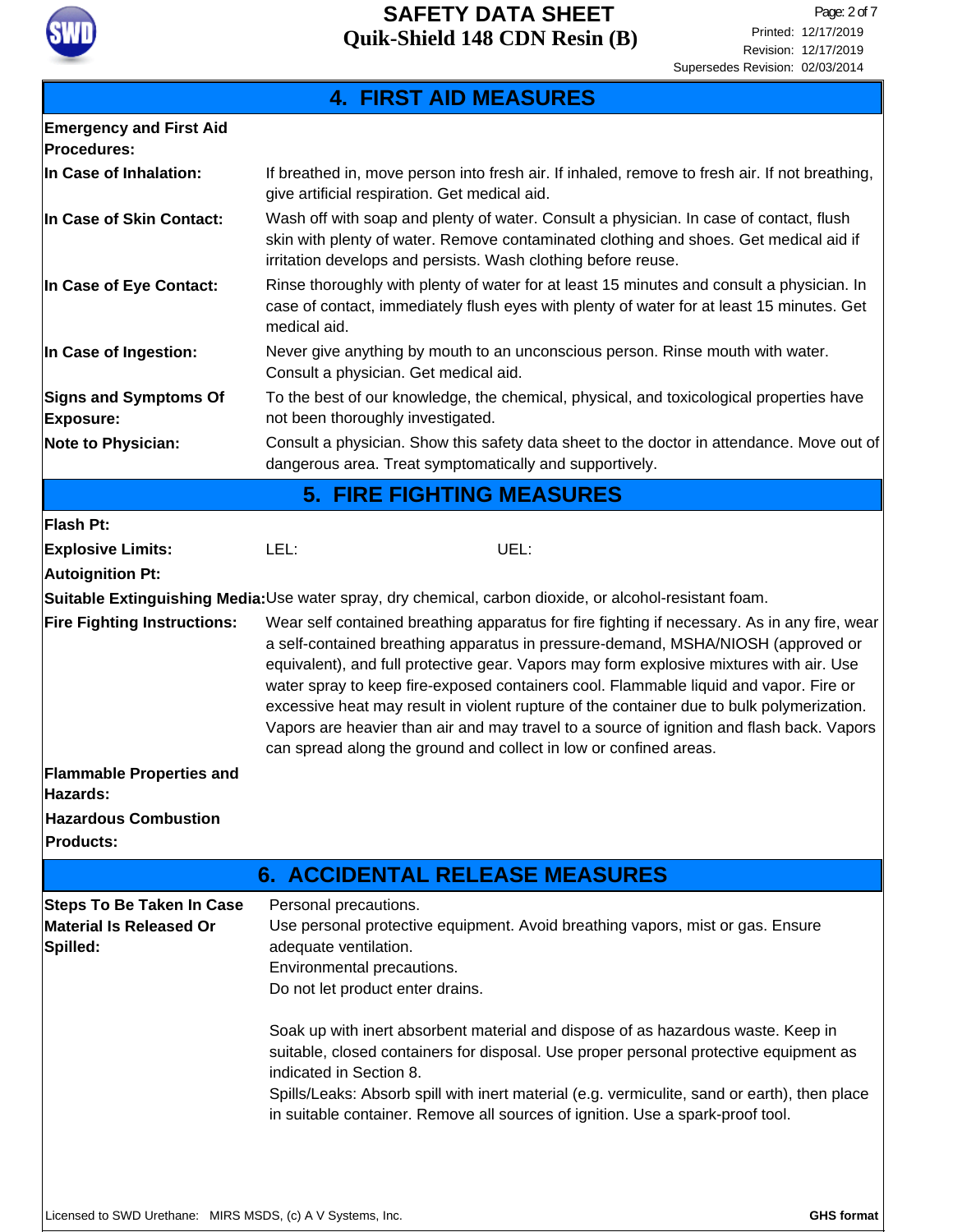## 4. FIRST AID MEASURES

**Emergency and First Aid Procedures:**

**In Case of Inhalation:** If breathed in, move person into fresh air. If inhaled, remove to fresh air. If not breathing, give artificial respiration. Get medical aid.

**In Case of Skin Contact:** Wash off with soap and plenty of water. Consult a physician. In case of contact, flush skin with plenty of water. Remove contaminated clothing and shoes. Get medical aid if irritation develops and persists. Wash clothing before reuse.

**In Case of Eye Contact:** Rinse thoroughly with plenty of water for at least 15 minutes and consult a physician. In case of contact, immediately flush eyes with plenty of water for at least 15 minutes. Get medical aid.

**In Case of Ingestion:** Never give anything by mouth to an unconscious person. Rinse mouth with water. Consult a physician. Get medical aid.

**Signs and Symptoms Of Exposure:** To the best of our knowledge, the chemical, physical, and toxicological properties have not been thoroughly investigated.

**Note to Physician:** Consult a physician. Show this safety data sheet to the doctor in attendance. Move out of dangerous area. Treat symptomatically and supportively.

## 5. FIRE FIGHTING MEASURES

**Flash Pt:**

**Explosive Limits:** LEL: UEL:

**Autoignition Pt:**

**Suitable Extinguishing Media:** Use water spray, dry chemical, carbon dioxide, or alcohol-resistant foam.

**Fire Fighting Instructions:** Wear self contained breathing apparatus for fire fighting if necessary. As in any fire, wear a self-contained breathing apparatus in pressure-demand, MSHA/NIOSH (approved or equivalent), and full protective gear. Vapors may form explosive mixtures with air. Use water spray to keep fire-exposed containers cool. Flammable liquid and vapor. Fire or excessive heat may result in violent rupture of the container due to bulk polymerization. Vapors are heavier than air and may travel to a source of ignition and flash back. Vapors can spread along the ground and collect in low or confined areas.

**Flammable Properties and Hazards:**

**Hazardous Combustion Products:**

## 6. ACCIDENTAL RELEASE MEASURES

**Steps To Be Taken In Case Material Is Released Or Spilled:**

Personal precautions.
Use personal protective equipment. Avoid breathing vapors, mist or gas. Ensure adequate ventilation.
Environmental precautions.
Do not let product enter drains.

Soak up with inert absorbent material and dispose of as hazardous waste. Keep in suitable, closed containers for disposal. Use proper personal protective equipment as indicated in Section 8.
Spills/Leaks: Absorb spill with inert material (e.g. vermiculite, sand or earth), then place in suitable container. Remove all sources of ignition. Use a spark-proof tool.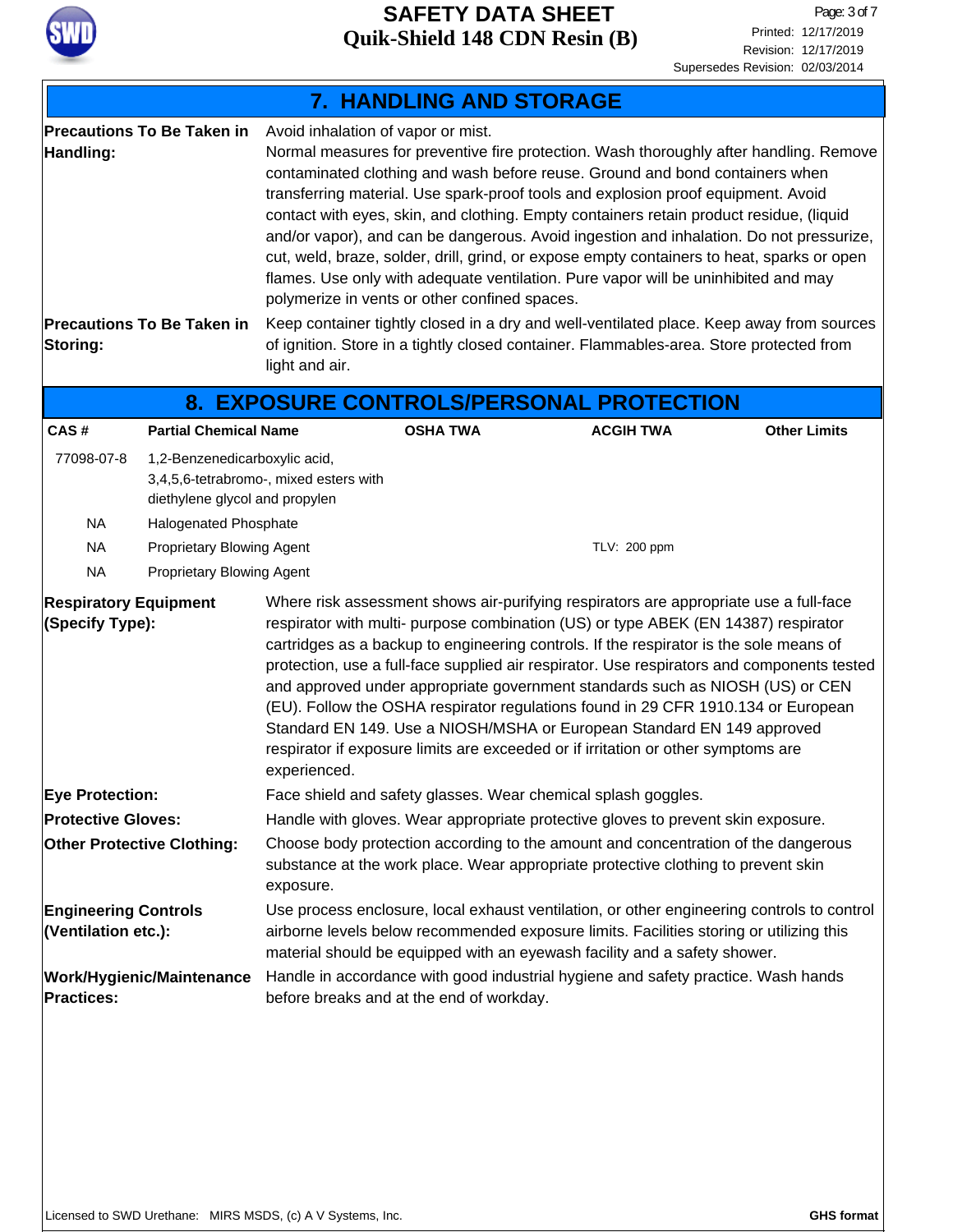## 7. HANDLING AND STORAGE

**Precautions To Be Taken in Handling:**

Avoid inhalation of vapor or mist.
Normal measures for preventive fire protection. Wash thoroughly after handling. Remove contaminated clothing and wash before reuse. Ground and bond containers when transferring material. Use spark-proof tools and explosion proof equipment. Avoid contact with eyes, skin, and clothing. Empty containers retain product residue, (liquid and/or vapor), and can be dangerous. Avoid ingestion and inhalation. Do not pressurize, cut, weld, braze, solder, drill, grind, or expose empty containers to heat, sparks or open flames. Use only with adequate ventilation. Pure vapor will be uninhibited and may polymerize in vents or other confined spaces.

**Precautions To Be Taken in Storing:**

Keep container tightly closed in a dry and well-ventilated place. Keep away from sources of ignition. Store in a tightly closed container. Flammables-area. Store protected from light and air.

## 8. EXPOSURE CONTROLS/PERSONAL PROTECTION

| CAS # | Partial Chemical Name | OSHA TWA | ACGIH TWA | Other Limits |
|---|---|---|---|---|
| 77098-07-8 | 1,2-Benzenedicarboxylic acid, 3,4,5,6-tetrabromo-, mixed esters with diethylene glycol and propylen | | | |
| NA | Halogenated Phosphate | | | |
| NA | Proprietary Blowing Agent | | TLV: 200 ppm | |
| NA | Proprietary Blowing Agent | | | |

**Respiratory Equipment (Specify Type):**

Where risk assessment shows air-purifying respirators are appropriate use a full-face respirator with multi- purpose combination (US) or type ABEK (EN 14387) respirator cartridges as a backup to engineering controls. If the respirator is the sole means of protection, use a full-face supplied air respirator. Use respirators and components tested and approved under appropriate government standards such as NIOSH (US) or CEN (EU). Follow the OSHA respirator regulations found in 29 CFR 1910.134 or European Standard EN 149. Use a NIOSH/MSHA or European Standard EN 149 approved respirator if exposure limits are exceeded or if irritation or other symptoms are experienced.

**Eye Protection:** Face shield and safety glasses. Wear chemical splash goggles.

**Protective Gloves:** Handle with gloves. Wear appropriate protective gloves to prevent skin exposure.

**Other Protective Clothing:** Choose body protection according to the amount and concentration of the dangerous substance at the work place. Wear appropriate protective clothing to prevent skin exposure.

**Engineering Controls (Ventilation etc.):** Use process enclosure, local exhaust ventilation, or other engineering controls to control airborne levels below recommended exposure limits. Facilities storing or utilizing this material should be equipped with an eyewash facility and a safety shower.

**Work/Hygienic/Maintenance Practices:** Handle in accordance with good industrial hygiene and safety practice. Wash hands before breaks and at the end of workday.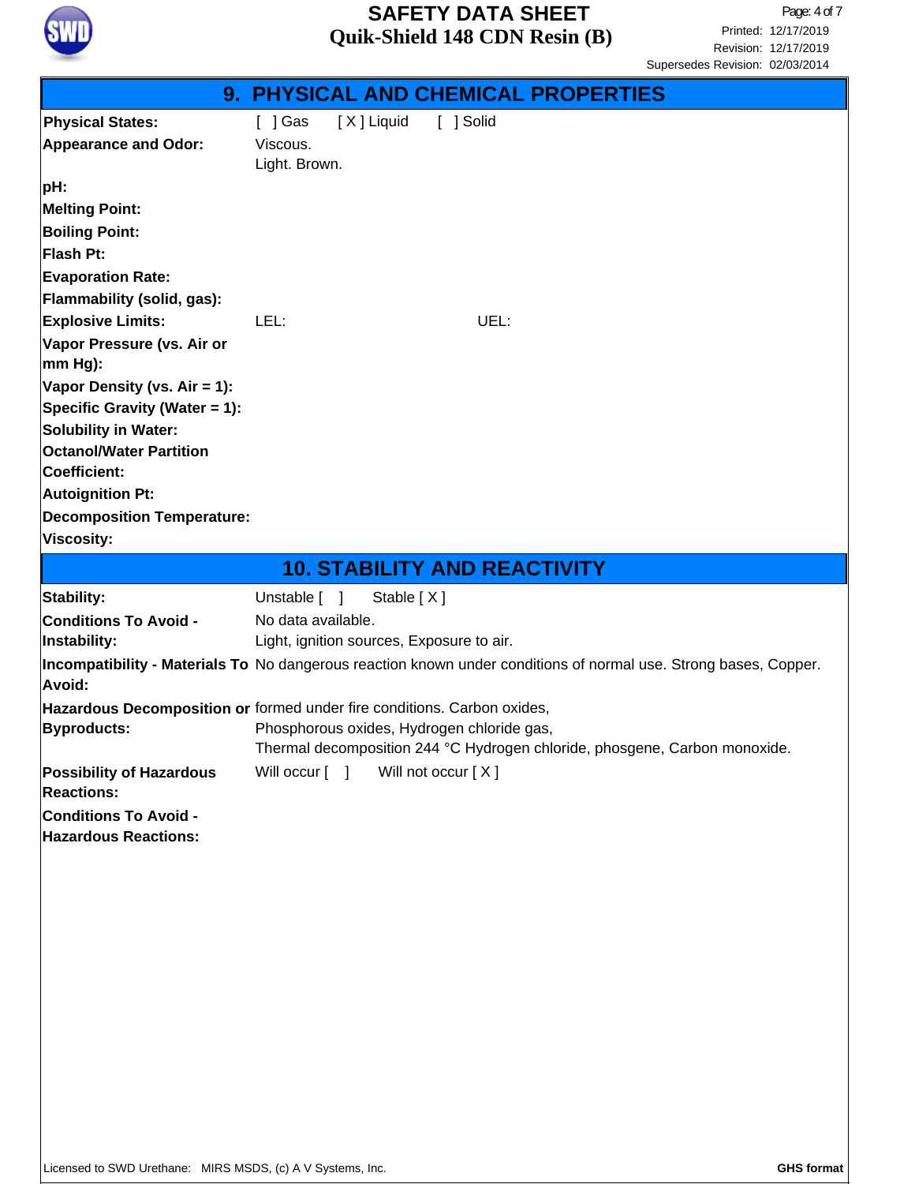## 9. PHYSICAL AND CHEMICAL PROPERTIES

| | |
|---|---|
| **Physical States:** | [ ] Gas [ X ] Liquid [ ] Solid |
| **Appearance and Odor:** | Viscous. Light. Brown. |
| **pH:** | |
| **Melting Point:** | |
| **Boiling Point:** | |
| **Flash Pt:** | |
| **Evaporation Rate:** | |
| **Flammability (solid, gas):** | |
| **Explosive Limits:** | LEL: UEL: |
| **Vapor Pressure (vs. Air or mm Hg):** | |
| **Vapor Density (vs. Air = 1):** | |
| **Specific Gravity (Water = 1):** | |
| **Solubility in Water:** | |
| **Octanol/Water Partition Coefficient:** | |
| **Autoignition Pt:** | |
| **Decomposition Temperature:** | |
| **Viscosity:** | |

## 10. STABILITY AND REACTIVITY

| | |
|---|---|
| **Stability:** | Unstable [ ] Stable [ X ] |
| **Conditions To Avoid - Instability:** | No data available. Light, ignition sources, Exposure to air. |
| **Incompatibility - Materials To Avoid:** | No dangerous reaction known under conditions of normal use. Strong bases, Copper. |
| **Hazardous Decomposition or Byproducts:** | formed under fire conditions. Carbon oxides, Phosphorous oxides, Hydrogen chloride gas, Thermal decomposition 244 °C Hydrogen chloride, phosgene, Carbon monoxide. |
| **Possibility of Hazardous Reactions:** | Will occur [ ] Will not occur [ X ] |
| **Conditions To Avoid - Hazardous Reactions:** | |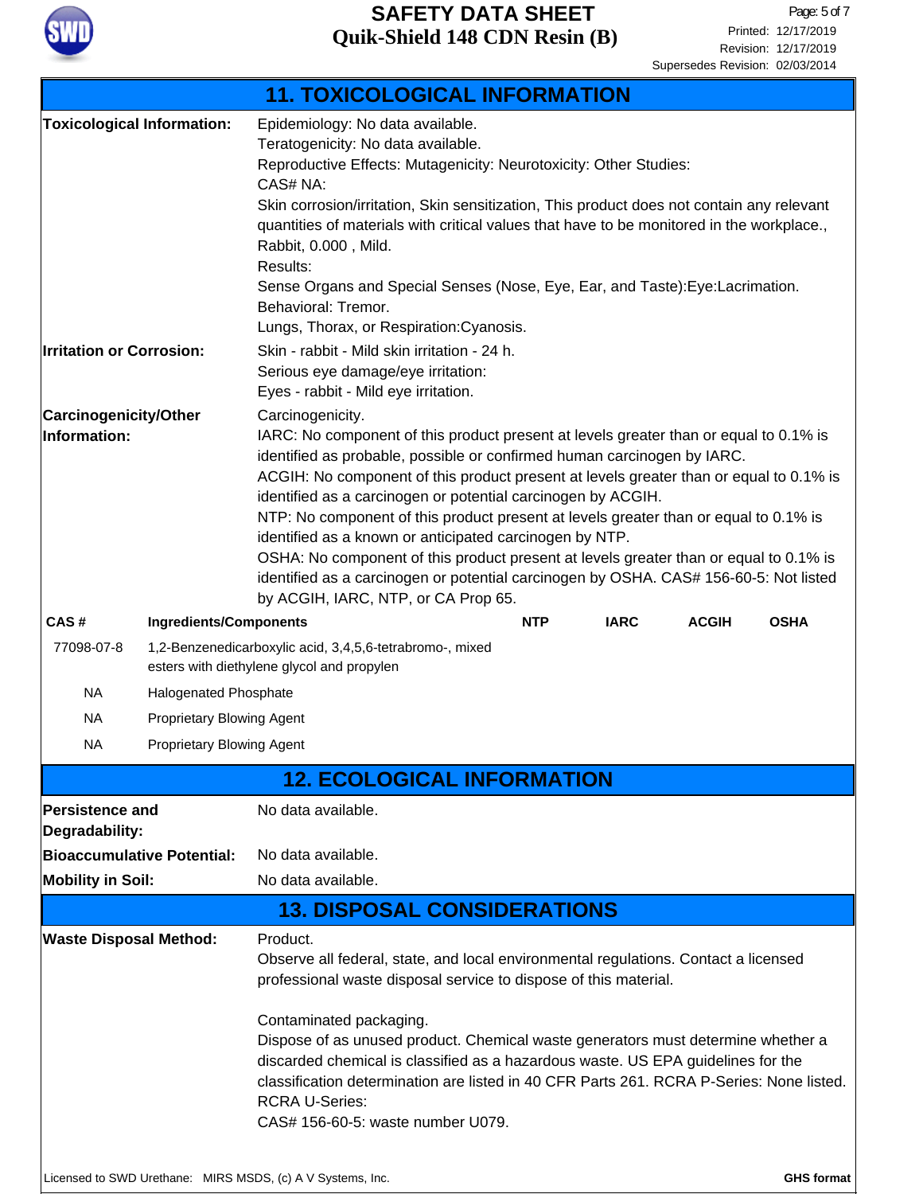## 11. TOXICOLOGICAL INFORMATION

**Toxicological Information:**

Epidemiology: No data available.
Teratogenicity: No data available.
Reproductive Effects: Mutagenicity: Neurotoxicity: Other Studies:
CAS# NA:
Skin corrosion/irritation, Skin sensitization, This product does not contain any relevant quantities of materials with critical values that have to be monitored in the workplace., Rabbit, 0.000 , Mild.
Results:
Sense Organs and Special Senses (Nose, Eye, Ear, and Taste):Eye:Lacrimation.
Behavioral: Tremor.
Lungs, Thorax, or Respiration:Cyanosis.

**Irritation or Corrosion:**

Skin - rabbit - Mild skin irritation - 24 h.
Serious eye damage/eye irritation:
Eyes - rabbit - Mild eye irritation.

**Carcinogenicity/Other Information:**

Carcinogenicity.
IARC: No component of this product present at levels greater than or equal to 0.1% is identified as probable, possible or confirmed human carcinogen by IARC.
ACGIH: No component of this product present at levels greater than or equal to 0.1% is identified as a carcinogen or potential carcinogen by ACGIH.
NTP: No component of this product present at levels greater than or equal to 0.1% is identified as a known or anticipated carcinogen by NTP.
OSHA: No component of this product present at levels greater than or equal to 0.1% is identified as a carcinogen or potential carcinogen by OSHA. CAS# 156-60-5: Not listed by ACGIH, IARC, NTP, or CA Prop 65.

| CAS # | Ingredients/Components | NTP | IARC | ACGIH | OSHA |
|---|---|---|---|---|---|
| 77098-07-8 | 1,2-Benzenedicarboxylic acid, 3,4,5,6-tetrabromo-, mixed esters with diethylene glycol and propylen | | | | |
| NA | Halogenated Phosphate | | | | |
| NA | Proprietary Blowing Agent | | | | |
| NA | Proprietary Blowing Agent | | | | |

## 12. ECOLOGICAL INFORMATION

**Persistence and Degradability:** No data available.

**Bioaccumulative Potential:** No data available.

**Mobility in Soil:** No data available.

## 13. DISPOSAL CONSIDERATIONS

**Waste Disposal Method:**

Product.
Observe all federal, state, and local environmental regulations. Contact a licensed professional waste disposal service to dispose of this material.

Contaminated packaging.
Dispose of as unused product. Chemical waste generators must determine whether a discarded chemical is classified as a hazardous waste. US EPA guidelines for the classification determination are listed in 40 CFR Parts 261. RCRA P-Series: None listed.
RCRA U-Series:
CAS# 156-60-5: waste number U079.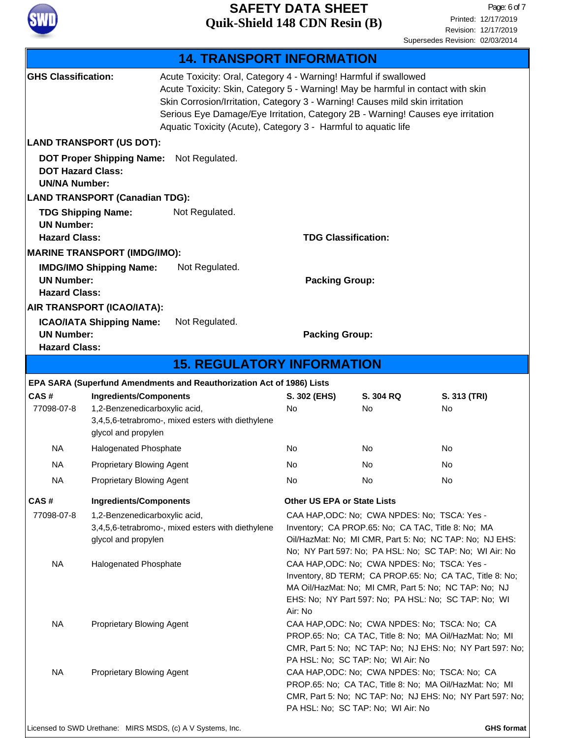## 14. TRANSPORT INFORMATION

**GHS Classification:**

Acute Toxicity: Oral, Category 4 - Warning! Harmful if swallowed
Acute Toxicity: Skin, Category 5 - Warning! May be harmful in contact with skin
Skin Corrosion/Irritation, Category 3 - Warning! Causes mild skin irritation
Serious Eye Damage/Eye Irritation, Category 2B - Warning! Causes eye irritation
Aquatic Toxicity (Acute), Category 3 - Harmful to aquatic life

**LAND TRANSPORT (US DOT):**

**DOT Proper Shipping Name:** Not Regulated.
**DOT Hazard Class:**
**UN/NA Number:**

**LAND TRANSPORT (Canadian TDG):**

**TDG Shipping Name:** Not Regulated.
**UN Number:**
**Hazard Class:**
**TDG Classification:**

**MARINE TRANSPORT (IMDG/IMO):**

**IMDG/IMO Shipping Name:** Not Regulated.
**UN Number:**
**Packing Group:**
**Hazard Class:**

**AIR TRANSPORT (ICAO/IATA):**

**ICAO/IATA Shipping Name:** Not Regulated.
**UN Number:**
**Packing Group:**
**Hazard Class:**

## 15. REGULATORY INFORMATION

**EPA SARA (Superfund Amendments and Reauthorization Act of 1986) Lists**

| CAS # | Ingredients/Components | S. 302 (EHS) | S. 304 RQ | S. 313 (TRI) |
|---|---|---|---|---|
| 77098-07-8 | 1,2-Benzenedicarboxylic acid, 3,4,5,6-tetrabromo-, mixed esters with diethylene glycol and propylen | No | No | No |
| NA | Halogenated Phosphate | No | No | No |
| NA | Proprietary Blowing Agent | No | No | No |
| NA | Proprietary Blowing Agent | No | No | No |

| CAS # | Ingredients/Components | Other US EPA or State Lists |
|---|---|---|
| 77098-07-8 | 1,2-Benzenedicarboxylic acid, 3,4,5,6-tetrabromo-, mixed esters with diethylene glycol and propylen | CAA HAP,ODC: No; CWA NPDES: No; TSCA: Yes - Inventory; CA PROP.65: No; CA TAC, Title 8: No; MA Oil/HazMat: No; MI CMR, Part 5: No; NC TAP: No; NJ EHS: No; NY Part 597: No; PA HSL: No; SC TAP: No; WI Air: No |
| NA | Halogenated Phosphate | CAA HAP,ODC: No; CWA NPDES: No; TSCA: Yes - Inventory, 8D TERM; CA PROP.65: No; CA TAC, Title 8: No; MA Oil/HazMat: No; MI CMR, Part 5: No; NC TAP: No; NJ EHS: No; NY Part 597: No; PA HSL: No; SC TAP: No; WI Air: No |
| NA | Proprietary Blowing Agent | CAA HAP,ODC: No; CWA NPDES: No; TSCA: No; CA PROP.65: No; CA TAC, Title 8: No; MA Oil/HazMat: No; MI CMR, Part 5: No; NC TAP: No; NJ EHS: No; NY Part 597: No; PA HSL: No; SC TAP: No; WI Air: No |
| NA | Proprietary Blowing Agent | CAA HAP,ODC: No; CWA NPDES: No; TSCA: No; CA PROP.65: No; CA TAC, Title 8: No; MA Oil/HazMat: No; MI CMR, Part 5: No; NC TAP: No; NJ EHS: No; NY Part 597: No; PA HSL: No; SC TAP: No; WI Air: No |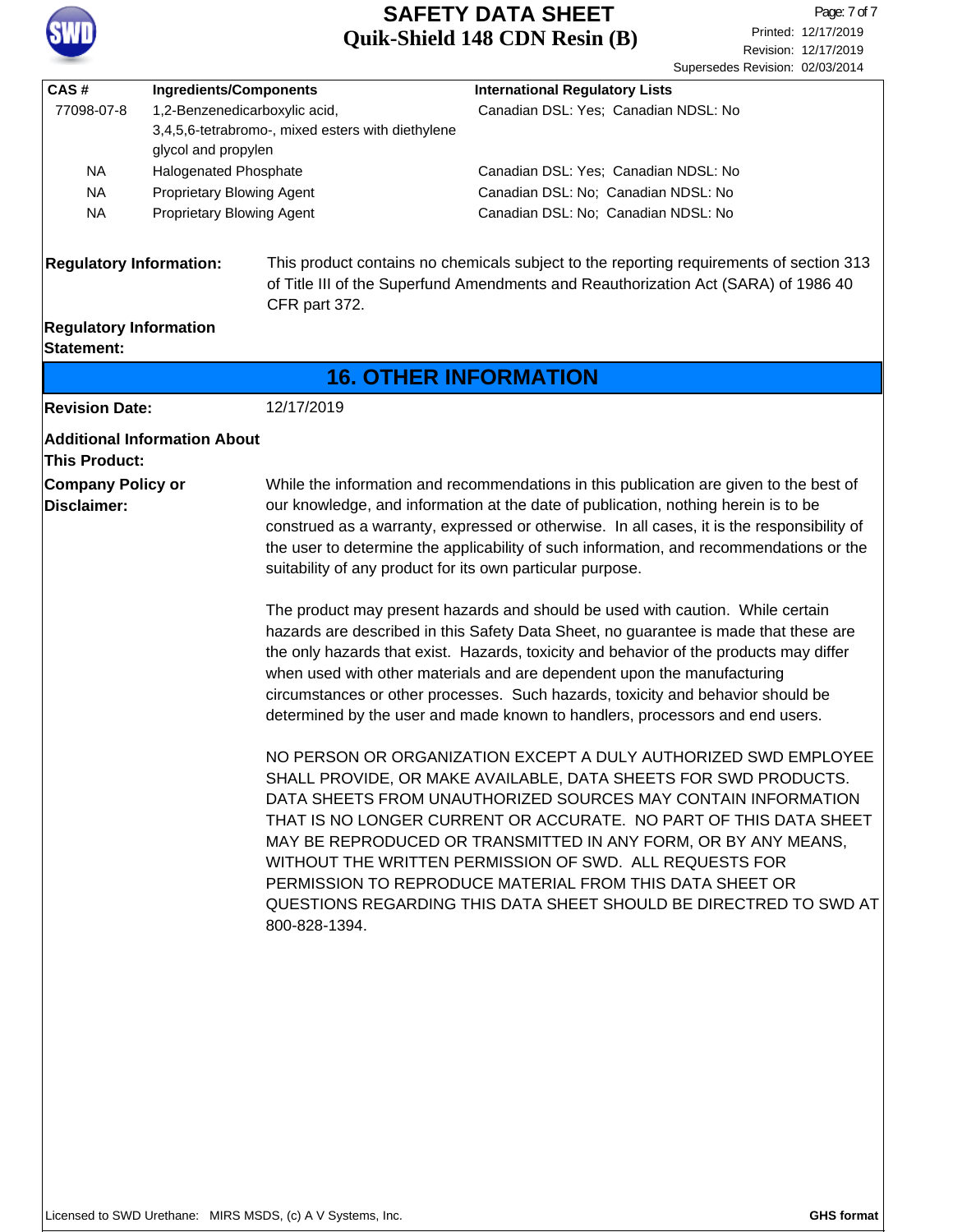| CAS # | Ingredients/Components | International Regulatory Lists |
|---|---|---|
| 77098-07-8 | 1,2-Benzenedicarboxylic acid, 3,4,5,6-tetrabromo-, mixed esters with diethylene glycol and propylen | Canadian DSL: Yes; Canadian NDSL: No |
| NA | Halogenated Phosphate | Canadian DSL: Yes; Canadian NDSL: No |
| NA | Proprietary Blowing Agent | Canadian DSL: No; Canadian NDSL: No |
| NA | Proprietary Blowing Agent | Canadian DSL: No; Canadian NDSL: No |

**Regulatory Information:** This product contains no chemicals subject to the reporting requirements of section 313 of Title III of the Superfund Amendments and Reauthorization Act (SARA) of 1986 40 CFR part 372.

**Regulatory Information Statement:**

## 16. OTHER INFORMATION

**Revision Date:** 12/17/2019

**Additional Information About This Product:**

**Company Policy or Disclaimer:** While the information and recommendations in this publication are given to the best of our knowledge, and information at the date of publication, nothing herein is to be construed as a warranty, expressed or otherwise. In all cases, it is the responsibility of the user to determine the applicability of such information, and recommendations or the suitability of any product for its own particular purpose.

The product may present hazards and should be used with caution. While certain hazards are described in this Safety Data Sheet, no guarantee is made that these are the only hazards that exist. Hazards, toxicity and behavior of the products may differ when used with other materials and are dependent upon the manufacturing circumstances or other processes. Such hazards, toxicity and behavior should be determined by the user and made known to handlers, processors and end users.

NO PERSON OR ORGANIZATION EXCEPT A DULY AUTHORIZED SWD EMPLOYEE SHALL PROVIDE, OR MAKE AVAILABLE, DATA SHEETS FOR SWD PRODUCTS. DATA SHEETS FROM UNAUTHORIZED SOURCES MAY CONTAIN INFORMATION THAT IS NO LONGER CURRENT OR ACCURATE. NO PART OF THIS DATA SHEET MAY BE REPRODUCED OR TRANSMITTED IN ANY FORM, OR BY ANY MEANS, WITHOUT THE WRITTEN PERMISSION OF SWD. ALL REQUESTS FOR PERMISSION TO REPRODUCE MATERIAL FROM THIS DATA SHEET OR QUESTIONS REGARDING THIS DATA SHEET SHOULD BE DIRECTRED TO SWD AT 800-828-1394.